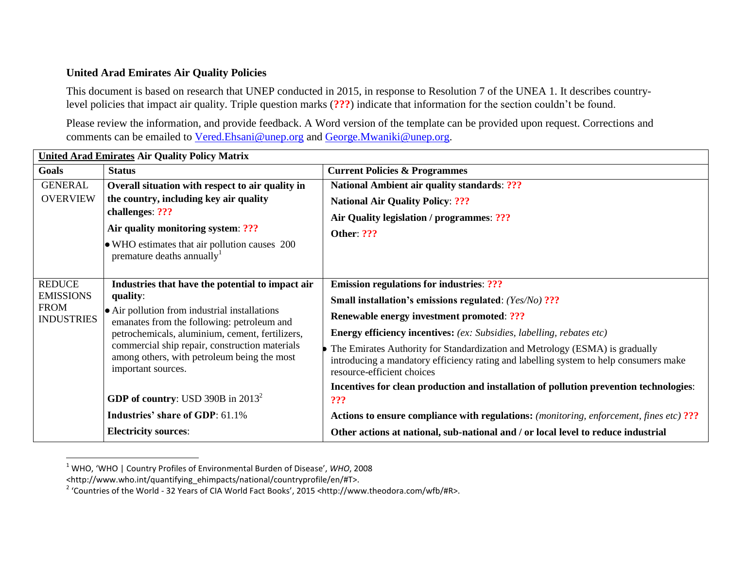**United Arad Emirates Air Quality Policies**

This document is based on research that UNEP conducted in 2015, in response to Resolution 7 of the UNEA 1. It describes country-level policies that impact air quality. Triple question marks (**???**) indicate that information for the section couldn't be found.

Please review the information, and provide feedback. A Word version of the template can be provided upon request. Corrections and comments can be emailed to Vered.Ehsani@unep.org and George.Mwaniki@unep.org.

| **United Arad Emirates Air Quality Policy Matrix** | | |
|---|---|---|
| **Goals** | **Status** | **Current Policies & Programmes** |
| GENERAL OVERVIEW | **Overall situation with respect to air quality in the country, including key air quality challenges**: **???**<br>**Air quality monitoring system**: **???**<br>• WHO estimates that air pollution causes 200 premature deaths annually[1] | **National Ambient air quality standards**: **???**<br>**National Air Quality Policy**: **???**<br>**Air Quality legislation / programmes**: **???**<br>**Other**: **???** |
| REDUCE EMISSIONS FROM INDUSTRIES | **Industries that have the potential to impact air quality**:<br>• Air pollution from industrial installations emanates from the following: petroleum and petrochemicals, aluminium, cement, fertilizers, commercial ship repair, construction materials among others, with petroleum being the most important sources.<br><br>**GDP of country**: USD 390B in 2013[2]<br>**Industries' share of GDP**: 61.1%<br>**Electricity sources**: | **Emission regulations for industries**: **???**<br>**Small installation's emissions regulated**: *(Yes/No)* **???**<br>**Renewable energy investment promoted**: **???**<br>**Energy efficiency incentives:** *(ex: Subsidies, labelling, rebates etc)*<br>• The Emirates Authority for Standardization and Metrology (ESMA) is gradually introducing a mandatory efficiency rating and labelling system to help consumers make resource-efficient choices<br>**Incentives for clean production and installation of pollution prevention technologies**: **???**<br>**Actions to ensure compliance with regulations:** *(monitoring, enforcement, fines etc)* **???**<br>**Other actions at national, sub-national and / or local level to reduce industrial** |

[1] WHO, 'WHO | Country Profiles of Environmental Burden of Disease', *WHO*, 2008 <http://www.who.int/quantifying_ehimpacts/national/countryprofile/en/#T>.

[2] 'Countries of the World - 32 Years of CIA World Fact Books', 2015 <http://www.theodora.com/wfb/#R>.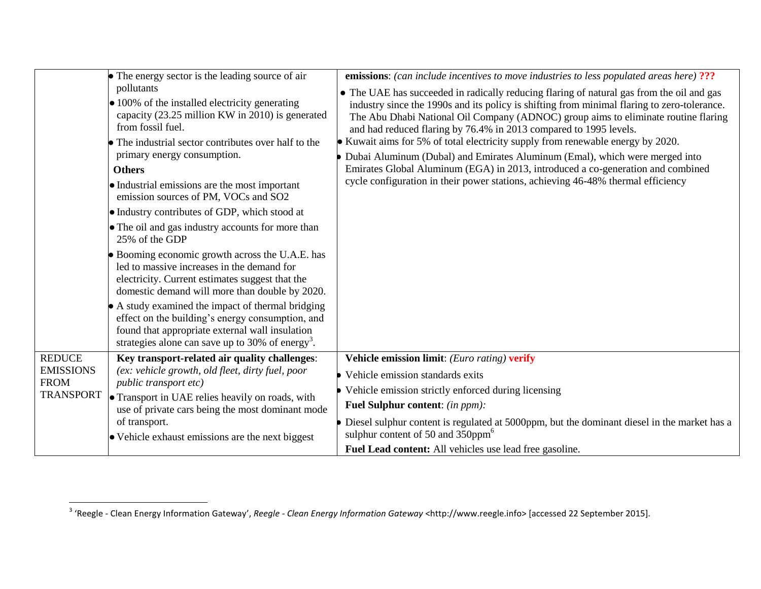| | | |
|---|---|---|
| | • The energy sector is the leading source of air pollutants<br>• 100% of the installed electricity generating capacity (23.25 million KW in 2010) is generated from fossil fuel.<br>• The industrial sector contributes over half to the primary energy consumption.<br>**Others**<br>• Industrial emissions are the most important emission sources of PM, VOCs and $SO_2$<br>• Industry contributes of GDP, which stood at<br>• The oil and gas industry accounts for more than 25% of the GDP<br>• Booming economic growth across the U.A.E. has led to massive increases in the demand for electricity. Current estimates suggest that the domestic demand will more than double by 2020.<br>• A study examined the impact of thermal bridging effect on the building's energy consumption, and found that appropriate external wall insulation strategies alone can save up to 30% of energy[3]. | **emissions**: *(can include incentives to move industries to less populated areas here)* **???**<br>• The UAE has succeeded in radically reducing flaring of natural gas from the oil and gas industry since the 1990s and its policy is shifting from minimal flaring to zero-tolerance. The Abu Dhabi National Oil Company (ADNOC) group aims to eliminate routine flaring and had reduced flaring by 76.4% in 2013 compared to 1995 levels.<br>• Kuwait aims for 5% of total electricity supply from renewable energy by 2020.<br>• Dubai Aluminum (Dubal) and Emirates Aluminum (Emal), which were merged into Emirates Global Aluminum (EGA) in 2013, introduced a co-generation and combined cycle configuration in their power stations, achieving 46-48% thermal efficiency |
| REDUCE EMISSIONS FROM TRANSPORT | **Key transport-related air quality challenges**: *(ex: vehicle growth, old fleet, dirty fuel, poor public transport etc)*<br>• Transport in UAE relies heavily on roads, with use of private cars being the most dominant mode of transport.<br>• Vehicle exhaust emissions are the next biggest | **Vehicle emission limit**: *(Euro rating)* **verify**<br>• Vehicle emission standards exits<br>• Vehicle emission strictly enforced during licensing<br>**Fuel Sulphur content**: *(in ppm):*<br>• Diesel sulphur content is regulated at 5000ppm, but the dominant diesel in the market has a sulphur content of 50 and 350ppm[6]<br>**Fuel Lead content:** All vehicles use lead free gasoline. |

[3] 'Reegle - Clean Energy Information Gateway', *Reegle - Clean Energy Information Gateway* <http://www.reegle.info> [accessed 22 September 2015].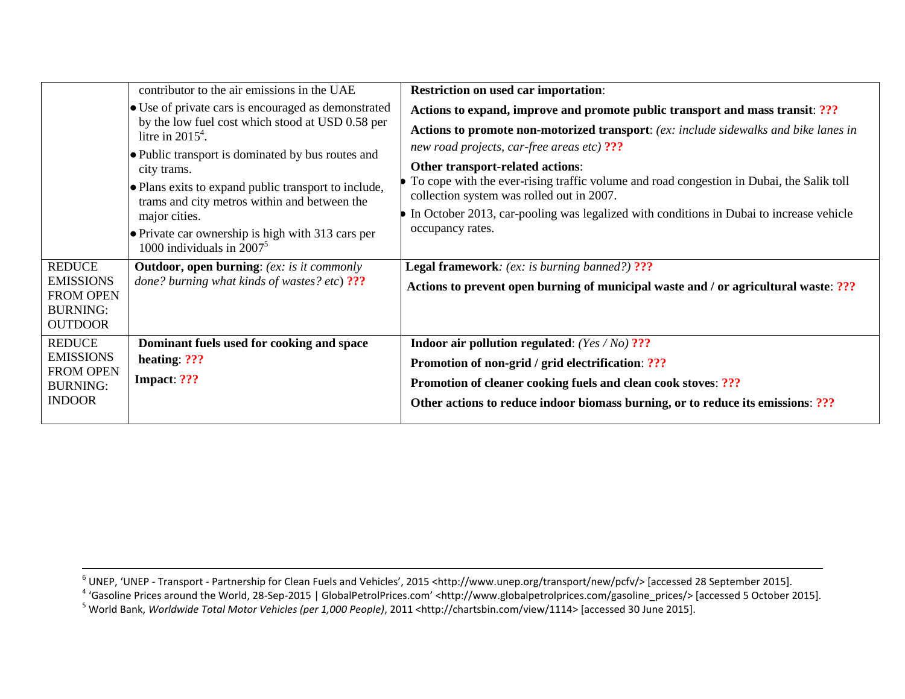| | | |
|---|---|---|
| | contributor to the air emissions in the UAE<br>• Use of private cars is encouraged as demonstrated by the low fuel cost which stood at USD 0.58 per litre in 2015[4].<br>• Public transport is dominated by bus routes and city trams.<br>• Plans exits to expand public transport to include, trams and city metros within and between the major cities.<br>• Private car ownership is high with 313 cars per 1000 individuals in 2007[5] | **Restriction on used car importation**:<br>**Actions to expand, improve and promote public transport and mass transit**: **???**<br>**Actions to promote non-motorized transport**: *(ex: include sidewalks and bike lanes in new road projects, car-free areas etc)* **???**<br>**Other transport-related actions**:<br>• To cope with the ever-rising traffic volume and road congestion in Dubai, the Salik toll collection system was rolled out in 2007.<br>• In October 2013, car-pooling was legalized with conditions in Dubai to increase vehicle occupancy rates. |
| REDUCE EMISSIONS FROM OPEN BURNING: OUTDOOR | **Outdoor, open burning**: *(ex: is it commonly done? burning what kinds of wastes? etc*) **???** | **Legal framework***: (ex: is burning banned?)* **???**<br>**Actions to prevent open burning of municipal waste and / or agricultural waste**: **???** |
| REDUCE EMISSIONS FROM OPEN BURNING: INDOOR | **Dominant fuels used for cooking and space heating**: **???**<br>**Impact**: **???** | **Indoor air pollution regulated**: *(Yes / No)* **???**<br>**Promotion of non-grid / grid electrification**: **???**<br>**Promotion of cleaner cooking fuels and clean cook stoves**: **???**<br>**Other actions to reduce indoor biomass burning, or to reduce its emissions**: **???** |

[6] UNEP, 'UNEP - Transport - Partnership for Clean Fuels and Vehicles', 2015 <http://www.unep.org/transport/new/pcfv/> [accessed 28 September 2015].

[4] 'Gasoline Prices around the World, 28-Sep-2015 | GlobalPetrolPrices.com' <http://www.globalpetrolprices.com/gasoline_prices/> [accessed 5 October 2015].

[5] World Bank, *Worldwide Total Motor Vehicles (per 1,000 People)*, 2011 <http://chartsbin.com/view/1114> [accessed 30 June 2015].